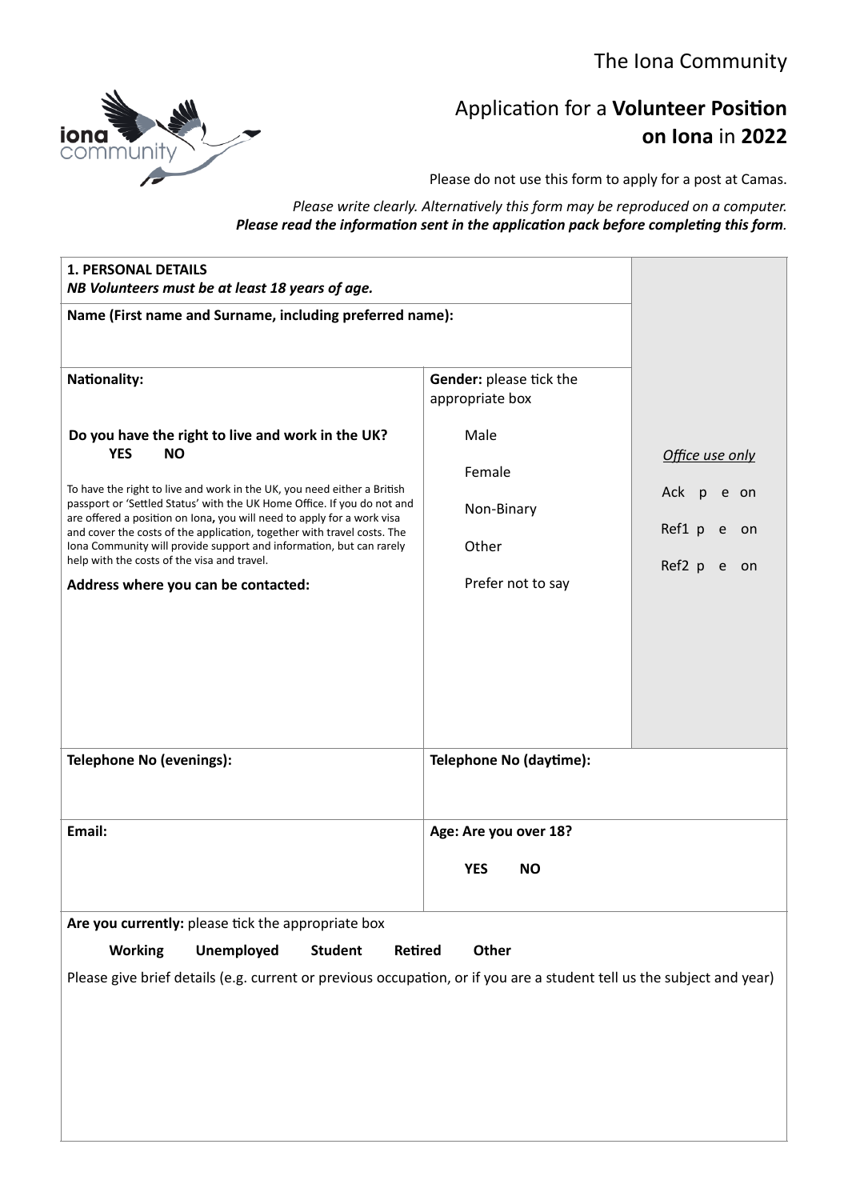The Iona Community

# Application for a **Volunteer Position on Iona** in **2022**

Please do not use this form to apply for a post at Camas.

*Please write clearly. Alternatively this form may be reproduced on a computer.*
***Please read the information sent in the application pack before completing this form.***

| **1. PERSONAL DETAILS** *NB Volunteers must be at least 18 years of age.* | | *Office use only* |
|---|---|---|
| **Name (First name and Surname, including preferred name):** | | Ack p e on |
| **Nationality:** | **Gender:** please tick the appropriate box | Ref1 p e on |
| **Do you have the right to live and work in the UK?** **YES** **NO** | Male | Ref2 p e on |
| To have the right to live and work in the UK, you need either a British passport or 'Settled Status' with the UK Home Office. If you do not and are offered a position on Iona, you will need to apply for a work visa and cover the costs of the application, together with travel costs. The Iona Community will provide support and information, but can rarely help with the costs of the visa and travel. | Female | |
| | Non-Binary | |
| | Other | |
| **Address where you can be contacted:** | Prefer not to say | |
| **Telephone No (evenings):** | **Telephone No (daytime):** | |
| **Email:** | **Age: Are you over 18?** **YES** **NO** | |

**Are you currently:** please tick the appropriate box

**Working** **Unemployed** **Student** **Retired** **Other**

Please give brief details (e.g. current or previous occupation, or if you are a student tell us the subject and year)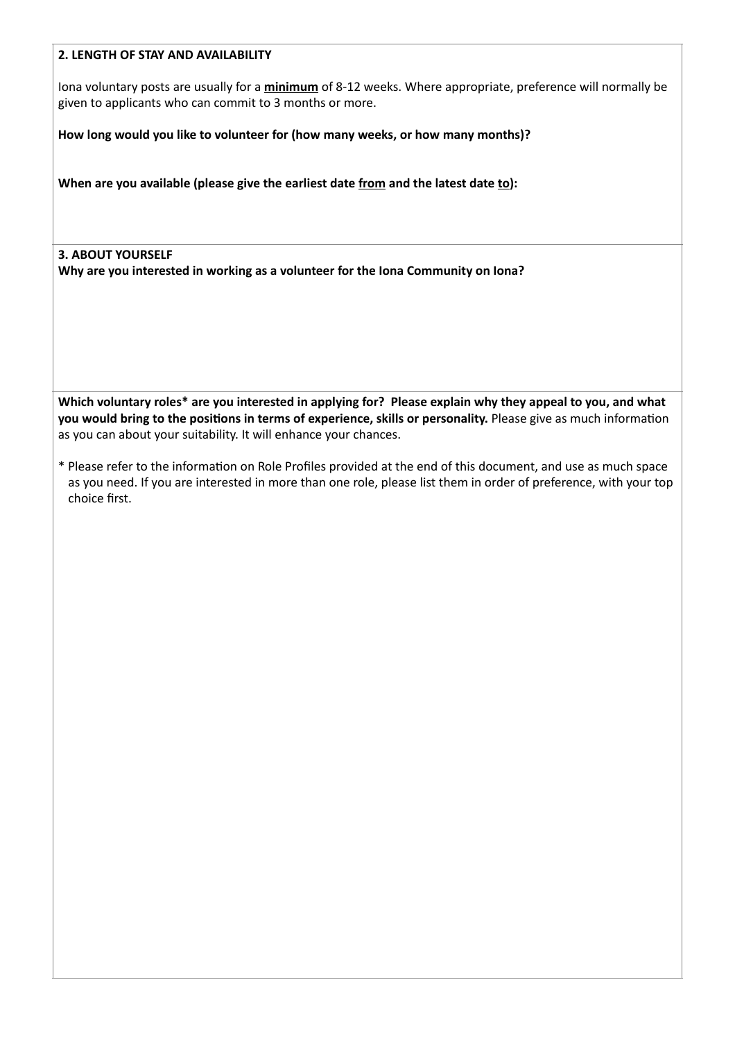## 2. LENGTH OF STAY AND AVAILABILITY

Iona voluntary posts are usually for a **minimum** of 8-12 weeks. Where appropriate, preference will normally be given to applicants who can commit to 3 months or more.

**How long would you like to volunteer for (how many weeks, or how many months)?**

**When are you available (please give the earliest date from and the latest date to):**

## 3. ABOUT YOURSELF

**Why are you interested in working as a volunteer for the Iona Community on Iona?**

**Which voluntary roles* are you interested in applying for? Please explain why they appeal to you, and what you would bring to the positions in terms of experience, skills or personality.** Please give as much information as you can about your suitability. It will enhance your chances.

* Please refer to the information on Role Profiles provided at the end of this document, and use as much space as you need. If you are interested in more than one role, please list them in order of preference, with your top choice first.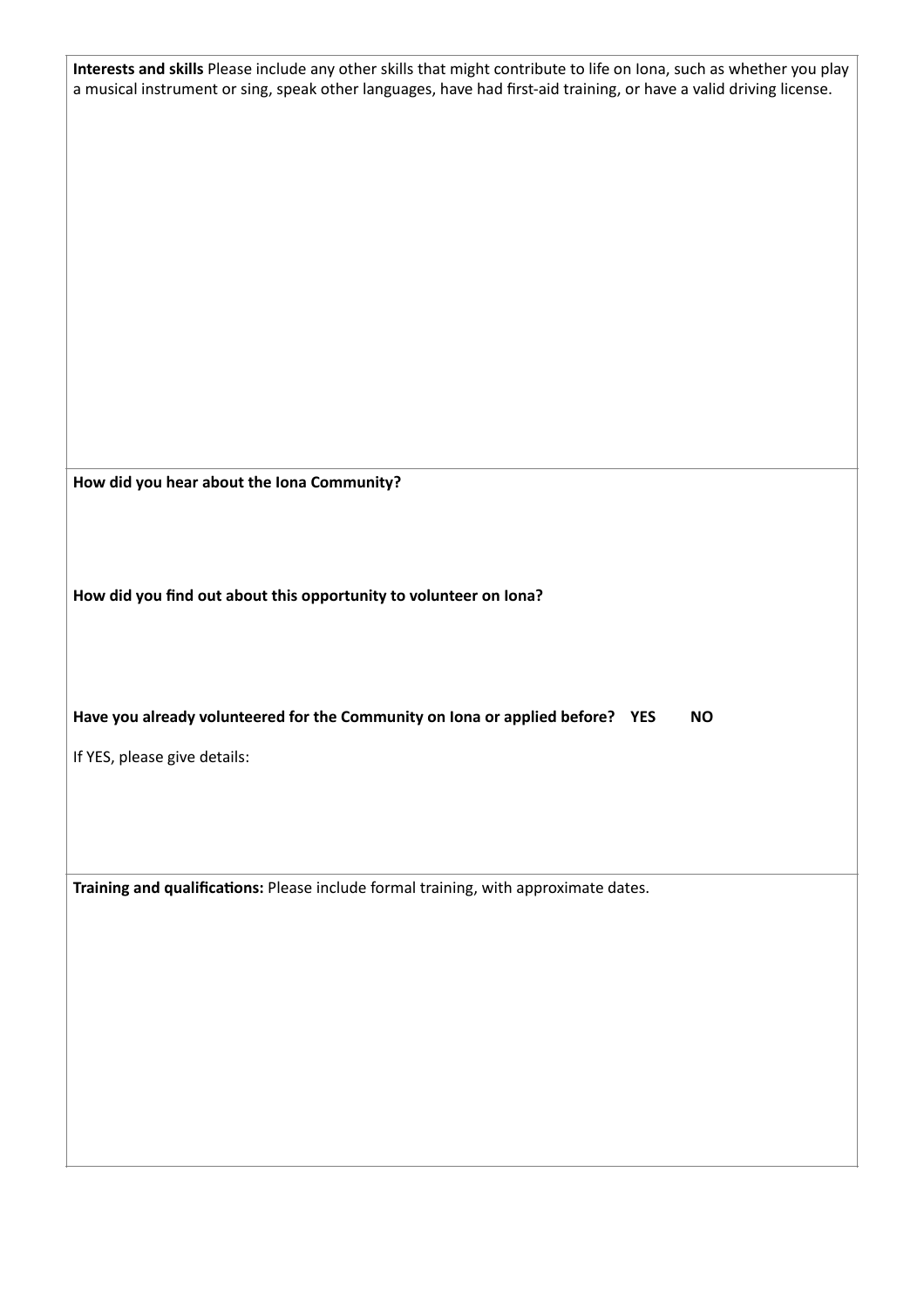**Interests and skills** Please include any other skills that might contribute to life on Iona, such as whether you play a musical instrument or sing, speak other languages, have had first-aid training, or have a valid driving license.

**How did you hear about the Iona Community?**

**How did you find out about this opportunity to volunteer on Iona?**

**Have you already volunteered for the Community on Iona or applied before? YES NO**

If YES, please give details:

**Training and qualifications:** Please include formal training, with approximate dates.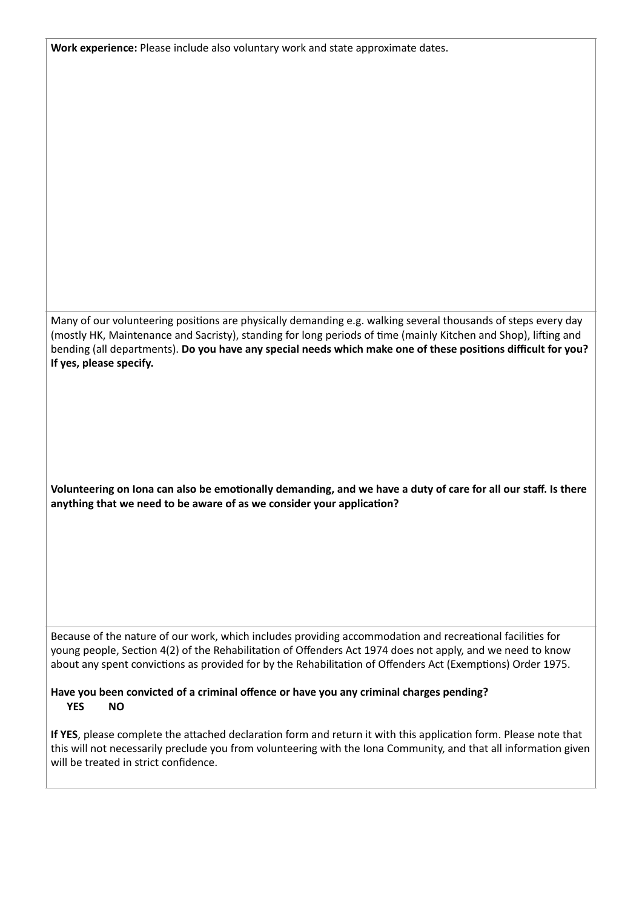**Work experience:** Please include also voluntary work and state approximate dates.

Many of our volunteering positions are physically demanding e.g. walking several thousands of steps every day (mostly HK, Maintenance and Sacristy), standing for long periods of time (mainly Kitchen and Shop), lifting and bending (all departments). **Do you have any special needs which make one of these positions difficult for you? If yes, please specify.**

**Volunteering on Iona can also be emotionally demanding, and we have a duty of care for all our staff. Is there anything that we need to be aware of as we consider your application?**

Because of the nature of our work, which includes providing accommodation and recreational facilities for young people, Section 4(2) of the Rehabilitation of Offenders Act 1974 does not apply, and we need to know about any spent convictions as provided for by the Rehabilitation of Offenders Act (Exemptions) Order 1975.

**Have you been convicted of a criminal offence or have you any criminal charges pending?**
**YES NO**

**If YES**, please complete the attached declaration form and return it with this application form. Please note that this will not necessarily preclude you from volunteering with the Iona Community, and that all information given will be treated in strict confidence.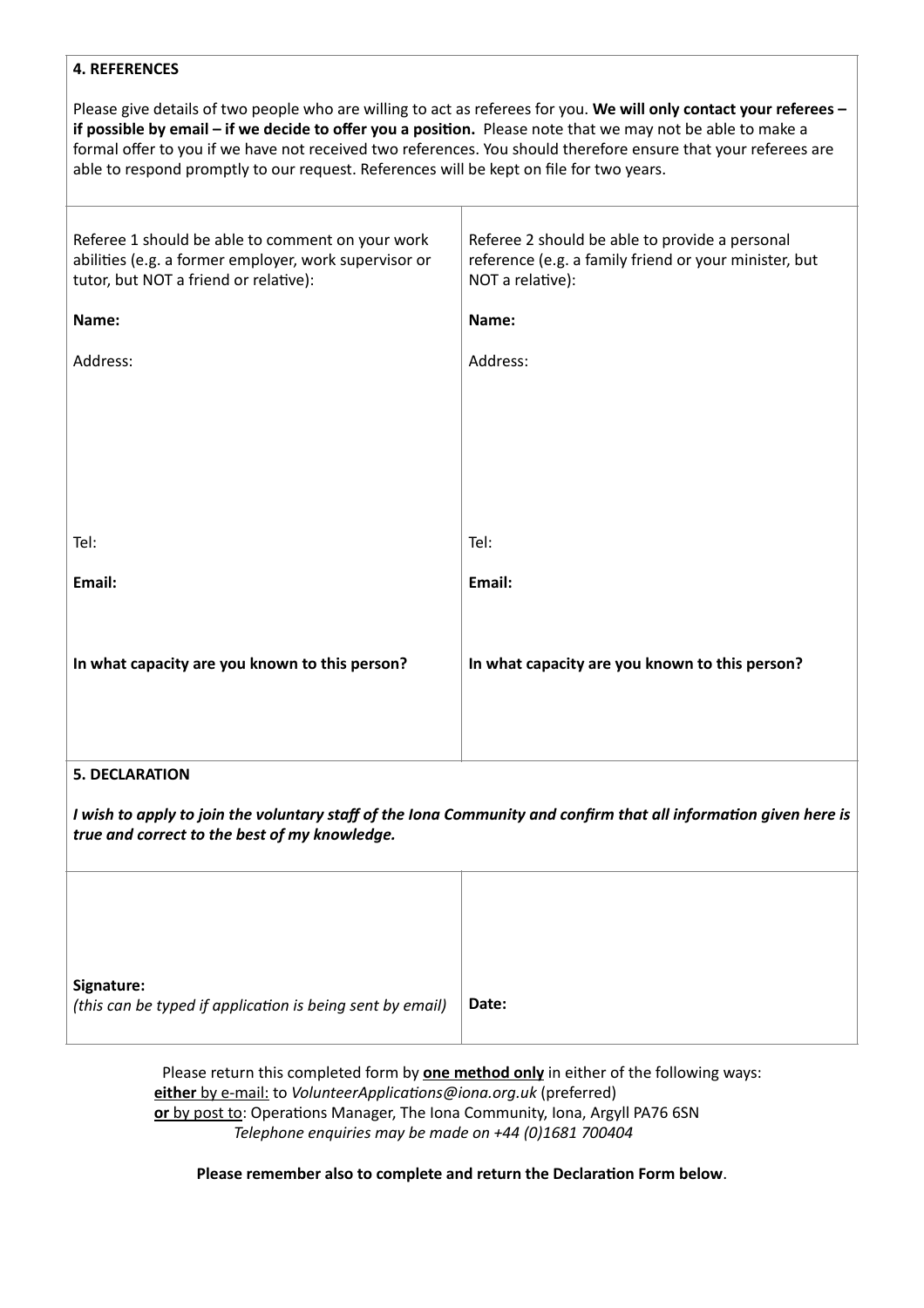**4. REFERENCES**

Please give details of two people who are willing to act as referees for you. **We will only contact your referees – if possible by email – if we decide to offer you a position.** Please note that we may not be able to make a formal offer to you if we have not received two references. You should therefore ensure that your referees are able to respond promptly to our request. References will be kept on file for two years.

| Referee 1 should be able to comment on your work abilities (e.g. a former employer, work supervisor or tutor, but NOT a friend or relative): | Referee 2 should be able to provide a personal reference (e.g. a family friend or your minister, but NOT a relative): |
|---|---|
| **Name:** | **Name:** |
| Address: | Address: |
| Tel: | Tel: |
| **Email:** | **Email:** |
| **In what capacity are you known to this person?** | **In what capacity are you known to this person?** |

**5. DECLARATION**

***I wish to apply to join the voluntary staff of the Iona Community and confirm that all information given here is true and correct to the best of my knowledge.***

| **Signature:** *(this can be typed if application is being sent by email)* | **Date:** |
|---|---|

Please return this completed form by **one method only** in either of the following ways:
**either** by e-mail: to *VolunteerApplications@iona.org.uk* (preferred)
**or** by post to: Operations Manager, The Iona Community, Iona, Argyll PA76 6SN
*Telephone enquiries may be made on +44 (0)1681 700404*

**Please remember also to complete and return the Declaration Form below**.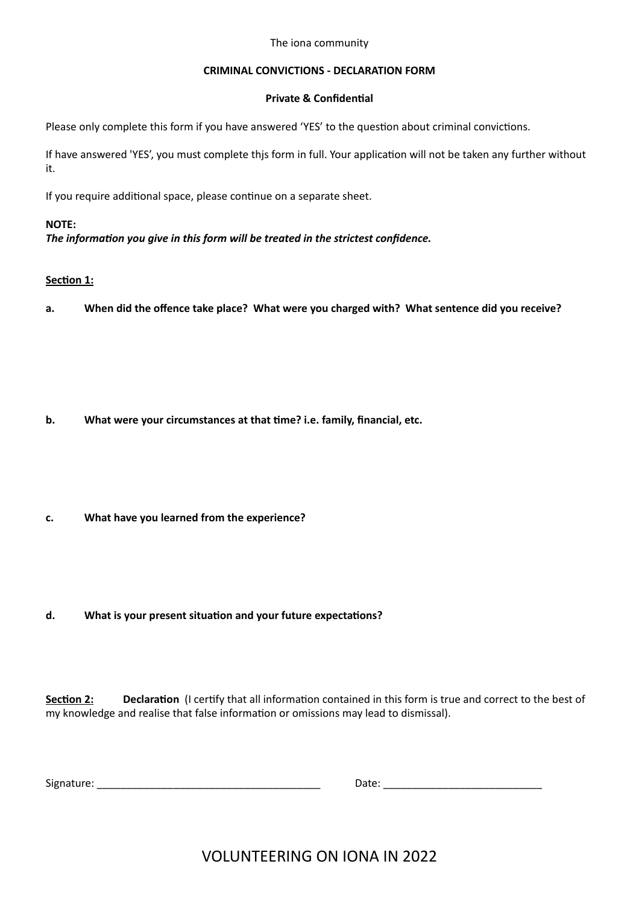The iona community

**CRIMINAL CONVICTIONS - DECLARATION FORM**

**Private & Confidential**

Please only complete this form if you have answered 'YES' to the question about criminal convictions.

If have answered 'YES', you must complete thjs form in full. Your application will not be taken any further without it.

If you require additional space, please continue on a separate sheet.

**NOTE:**
***The information you give in this form will be treated in the strictest confidence.***

**<u>Section 1:</u>**

**a. When did the offence take place? What were you charged with? What sentence did you receive?**

**b. What were your circumstances at that time? i.e. family, financial, etc.**

**c. What have you learned from the experience?**

**d. What is your present situation and your future expectations?**

**<u>Section 2:</u>** **Declaration** (I certify that all information contained in this form is true and correct to the best of my knowledge and realise that false information or omissions may lead to dismissal).

Signature: ______________________________ Date: ______________________

VOLUNTEERING ON IONA IN 2022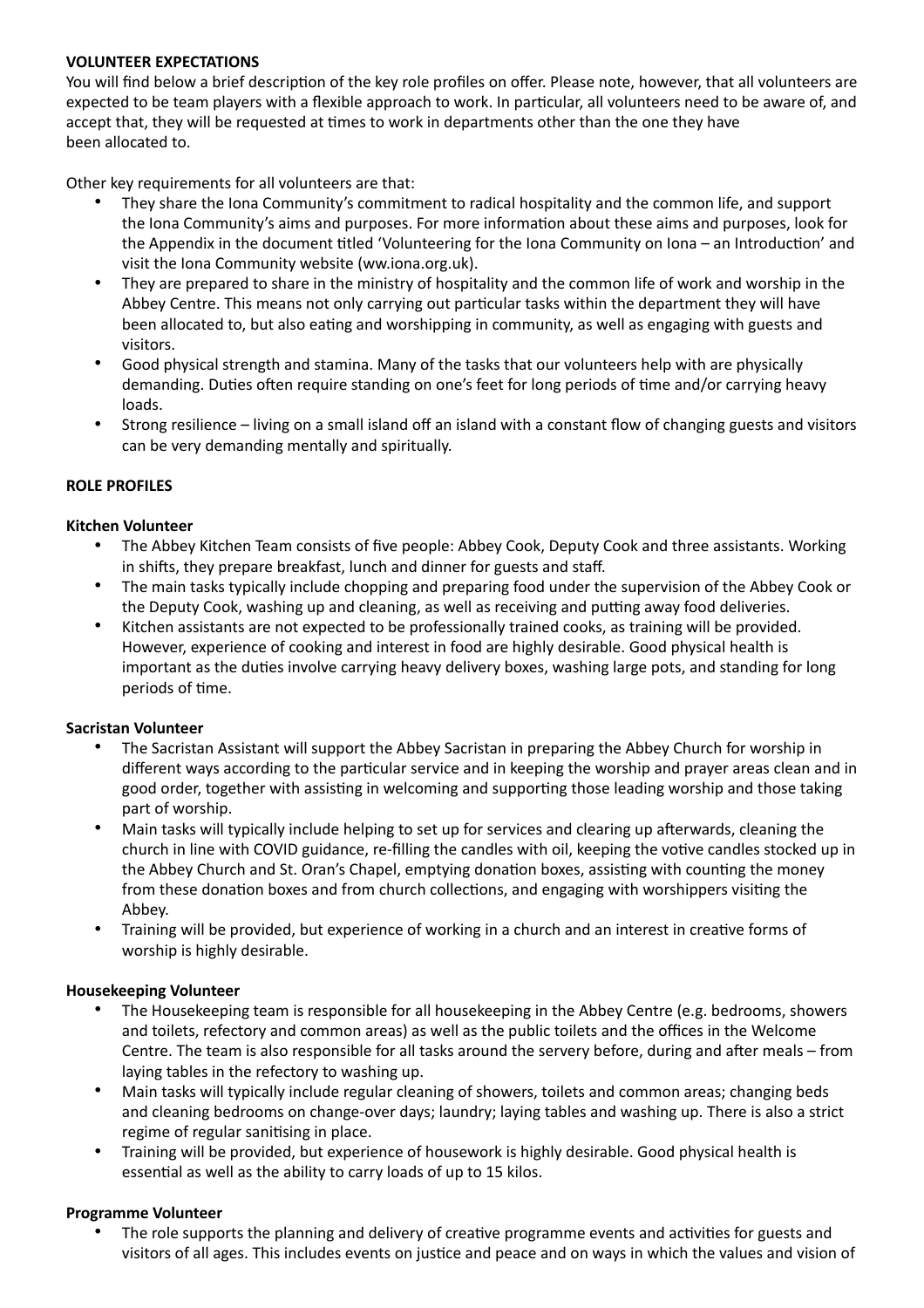**VOLUNTEER EXPECTATIONS**

You will find below a brief description of the key role profiles on offer. Please note, however, that all volunteers are expected to be team players with a flexible approach to work. In particular, all volunteers need to be aware of, and accept that, they will be requested at times to work in departments other than the one they have been allocated to.

Other key requirements for all volunteers are that:

- They share the Iona Community's commitment to radical hospitality and the common life, and support the Iona Community's aims and purposes. For more information about these aims and purposes, look for the Appendix in the document titled 'Volunteering for the Iona Community on Iona – an Introduction' and visit the Iona Community website (ww.iona.org.uk).
- They are prepared to share in the ministry of hospitality and the common life of work and worship in the Abbey Centre. This means not only carrying out particular tasks within the department they will have been allocated to, but also eating and worshipping in community, as well as engaging with guests and visitors.
- Good physical strength and stamina. Many of the tasks that our volunteers help with are physically demanding. Duties often require standing on one's feet for long periods of time and/or carrying heavy loads.
- Strong resilience – living on a small island off an island with a constant flow of changing guests and visitors can be very demanding mentally and spiritually.

**ROLE PROFILES**

**Kitchen Volunteer**

- The Abbey Kitchen Team consists of five people: Abbey Cook, Deputy Cook and three assistants. Working in shifts, they prepare breakfast, lunch and dinner for guests and staff.
- The main tasks typically include chopping and preparing food under the supervision of the Abbey Cook or the Deputy Cook, washing up and cleaning, as well as receiving and putting away food deliveries.
- Kitchen assistants are not expected to be professionally trained cooks, as training will be provided. However, experience of cooking and interest in food are highly desirable. Good physical health is important as the duties involve carrying heavy delivery boxes, washing large pots, and standing for long periods of time.

**Sacristan Volunteer**

- The Sacristan Assistant will support the Abbey Sacristan in preparing the Abbey Church for worship in different ways according to the particular service and in keeping the worship and prayer areas clean and in good order, together with assisting in welcoming and supporting those leading worship and those taking part of worship.
- Main tasks will typically include helping to set up for services and clearing up afterwards, cleaning the church in line with COVID guidance, re-filling the candles with oil, keeping the votive candles stocked up in the Abbey Church and St. Oran's Chapel, emptying donation boxes, assisting with counting the money from these donation boxes and from church collections, and engaging with worshippers visiting the Abbey.
- Training will be provided, but experience of working in a church and an interest in creative forms of worship is highly desirable.

**Housekeeping Volunteer**

- The Housekeeping team is responsible for all housekeeping in the Abbey Centre (e.g. bedrooms, showers and toilets, refectory and common areas) as well as the public toilets and the offices in the Welcome Centre. The team is also responsible for all tasks around the servery before, during and after meals – from laying tables in the refectory to washing up.
- Main tasks will typically include regular cleaning of showers, toilets and common areas; changing beds and cleaning bedrooms on change-over days; laundry; laying tables and washing up. There is also a strict regime of regular sanitising in place.
- Training will be provided, but experience of housework is highly desirable. Good physical health is essential as well as the ability to carry loads of up to 15 kilos.

**Programme Volunteer**

- The role supports the planning and delivery of creative programme events and activities for guests and visitors of all ages. This includes events on justice and peace and on ways in which the values and vision of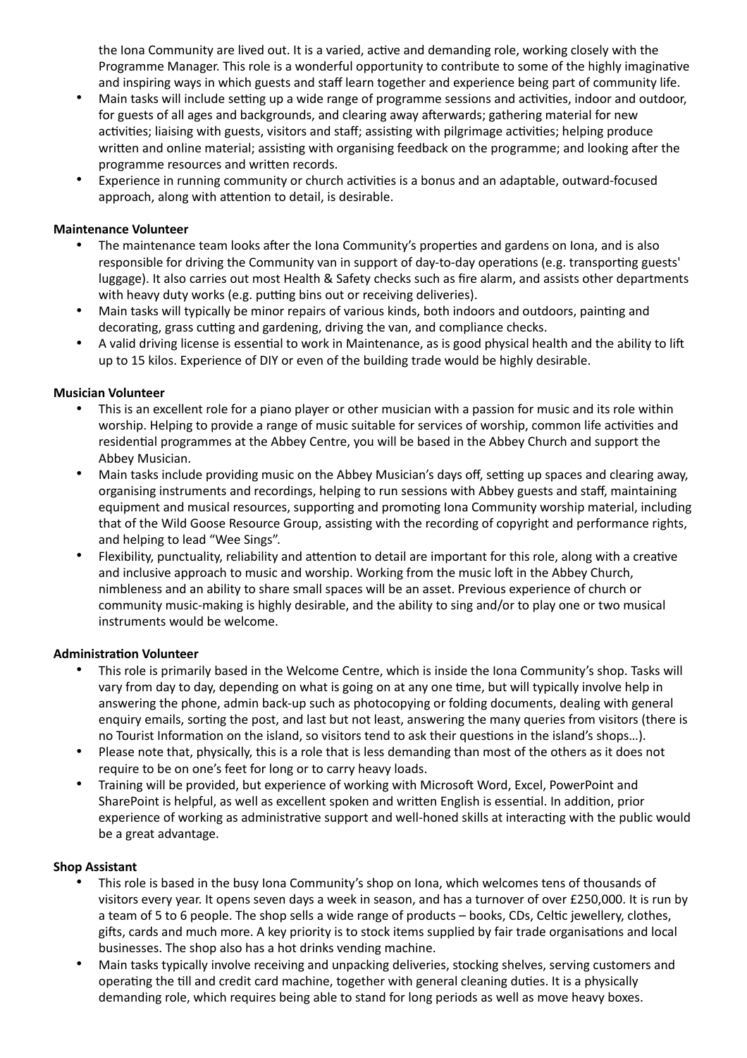- the Iona Community are lived out. It is a varied, active and demanding role, working closely with the Programme Manager. This role is a wonderful opportunity to contribute to some of the highly imaginative and inspiring ways in which guests and staff learn together and experience being part of community life.
- Main tasks will include setting up a wide range of programme sessions and activities, indoor and outdoor, for guests of all ages and backgrounds, and clearing away afterwards; gathering material for new activities; liaising with guests, visitors and staff; assisting with pilgrimage activities; helping produce written and online material; assisting with organising feedback on the programme; and looking after the programme resources and written records.
- Experience in running community or church activities is a bonus and an adaptable, outward-focused approach, along with attention to detail, is desirable.

**Maintenance Volunteer**

- The maintenance team looks after the Iona Community's properties and gardens on Iona, and is also responsible for driving the Community van in support of day-to-day operations (e.g. transporting guests' luggage). It also carries out most Health & Safety checks such as fire alarm, and assists other departments with heavy duty works (e.g. putting bins out or receiving deliveries).
- Main tasks will typically be minor repairs of various kinds, both indoors and outdoors, painting and decorating, grass cutting and gardening, driving the van, and compliance checks.
- A valid driving license is essential to work in Maintenance, as is good physical health and the ability to lift up to 15 kilos. Experience of DIY or even of the building trade would be highly desirable.

**Musician Volunteer**

- This is an excellent role for a piano player or other musician with a passion for music and its role within worship. Helping to provide a range of music suitable for services of worship, common life activities and residential programmes at the Abbey Centre, you will be based in the Abbey Church and support the Abbey Musician.
- Main tasks include providing music on the Abbey Musician's days off, setting up spaces and clearing away, organising instruments and recordings, helping to run sessions with Abbey guests and staff, maintaining equipment and musical resources, supporting and promoting Iona Community worship material, including that of the Wild Goose Resource Group, assisting with the recording of copyright and performance rights, and helping to lead "Wee Sings".
- Flexibility, punctuality, reliability and attention to detail are important for this role, along with a creative and inclusive approach to music and worship. Working from the music loft in the Abbey Church, nimbleness and an ability to share small spaces will be an asset. Previous experience of church or community music-making is highly desirable, and the ability to sing and/or to play one or two musical instruments would be welcome.

**Administration Volunteer**

- This role is primarily based in the Welcome Centre, which is inside the Iona Community's shop. Tasks will vary from day to day, depending on what is going on at any one time, but will typically involve help in answering the phone, admin back-up such as photocopying or folding documents, dealing with general enquiry emails, sorting the post, and last but not least, answering the many queries from visitors (there is no Tourist Information on the island, so visitors tend to ask their questions in the island's shops…).
- Please note that, physically, this is a role that is less demanding than most of the others as it does not require to be on one's feet for long or to carry heavy loads.
- Training will be provided, but experience of working with Microsoft Word, Excel, PowerPoint and SharePoint is helpful, as well as excellent spoken and written English is essential. In addition, prior experience of working as administrative support and well-honed skills at interacting with the public would be a great advantage.

**Shop Assistant**

- This role is based in the busy Iona Community's shop on Iona, which welcomes tens of thousands of visitors every year. It opens seven days a week in season, and has a turnover of over £250,000. It is run by a team of 5 to 6 people. The shop sells a wide range of products – books, CDs, Celtic jewellery, clothes, gifts, cards and much more. A key priority is to stock items supplied by fair trade organisations and local businesses. The shop also has a hot drinks vending machine.
- Main tasks typically involve receiving and unpacking deliveries, stocking shelves, serving customers and operating the till and credit card machine, together with general cleaning duties. It is a physically demanding role, which requires being able to stand for long periods as well as move heavy boxes.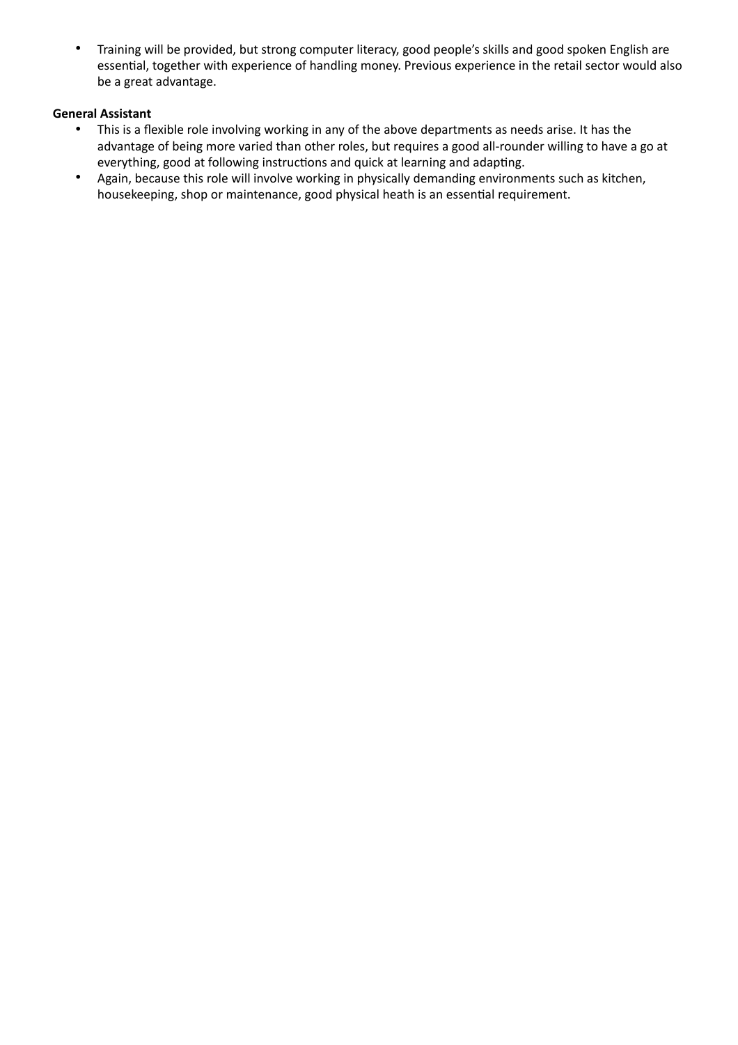- Training will be provided, but strong computer literacy, good people's skills and good spoken English are essential, together with experience of handling money. Previous experience in the retail sector would also be a great advantage.

**General Assistant**

- This is a flexible role involving working in any of the above departments as needs arise. It has the advantage of being more varied than other roles, but requires a good all-rounder willing to have a go at everything, good at following instructions and quick at learning and adapting.
- Again, because this role will involve working in physically demanding environments such as kitchen, housekeeping, shop or maintenance, good physical heath is an essential requirement.